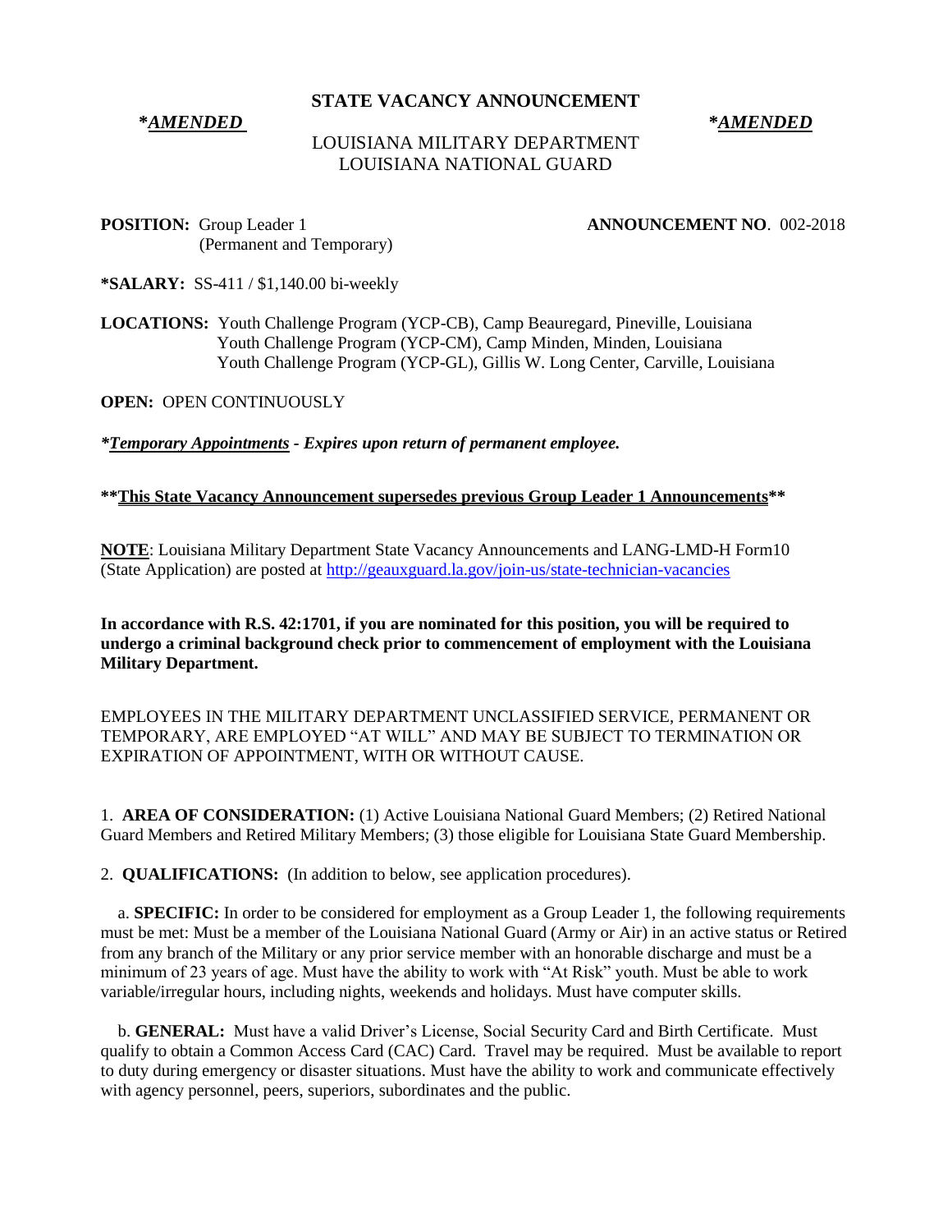# STATE VACANCY ANNOUNCEMENT

***AMENDED*** ***AMENDED***

LOUISIANA MILITARY DEPARTMENT
LOUISIANA NATIONAL GUARD

**POSITION:** Group Leader 1 (Permanent and Temporary) **ANNOUNCEMENT NO**. 002-2018

***SALARY:** SS-411 / $1,140.00 bi-weekly

**LOCATIONS:** Youth Challenge Program (YCP-CB), Camp Beauregard, Pineville, Louisiana
Youth Challenge Program (YCP-CM), Camp Minden, Minden, Louisiana
Youth Challenge Program (YCP-GL), Gillis W. Long Center, Carville, Louisiana

**OPEN:** OPEN CONTINUOUSLY

***Temporary Appointments - Expires upon return of permanent employee.***

****This State Vacancy Announcement supersedes previous Group Leader 1 Announcements****

**NOTE**: Louisiana Military Department State Vacancy Announcements and LANG-LMD-H Form10 (State Application) are posted at http://geauxguard.la.gov/join-us/state-technician-vacancies

**In accordance with R.S. 42:1701, if you are nominated for this position, you will be required to undergo a criminal background check prior to commencement of employment with the Louisiana Military Department.**

EMPLOYEES IN THE MILITARY DEPARTMENT UNCLASSIFIED SERVICE, PERMANENT OR TEMPORARY, ARE EMPLOYED "AT WILL" AND MAY BE SUBJECT TO TERMINATION OR EXPIRATION OF APPOINTMENT, WITH OR WITHOUT CAUSE.

1. **AREA OF CONSIDERATION:** (1) Active Louisiana National Guard Members; (2) Retired National Guard Members and Retired Military Members; (3) those eligible for Louisiana State Guard Membership.

2. **QUALIFICATIONS:** (In addition to below, see application procedures).

a. **SPECIFIC:** In order to be considered for employment as a Group Leader 1, the following requirements must be met: Must be a member of the Louisiana National Guard (Army or Air) in an active status or Retired from any branch of the Military or any prior service member with an honorable discharge and must be a minimum of 23 years of age. Must have the ability to work with "At Risk" youth. Must be able to work variable/irregular hours, including nights, weekends and holidays. Must have computer skills.

b. **GENERAL:** Must have a valid Driver's License, Social Security Card and Birth Certificate. Must qualify to obtain a Common Access Card (CAC) Card. Travel may be required. Must be available to report to duty during emergency or disaster situations. Must have the ability to work and communicate effectively with agency personnel, peers, superiors, subordinates and the public.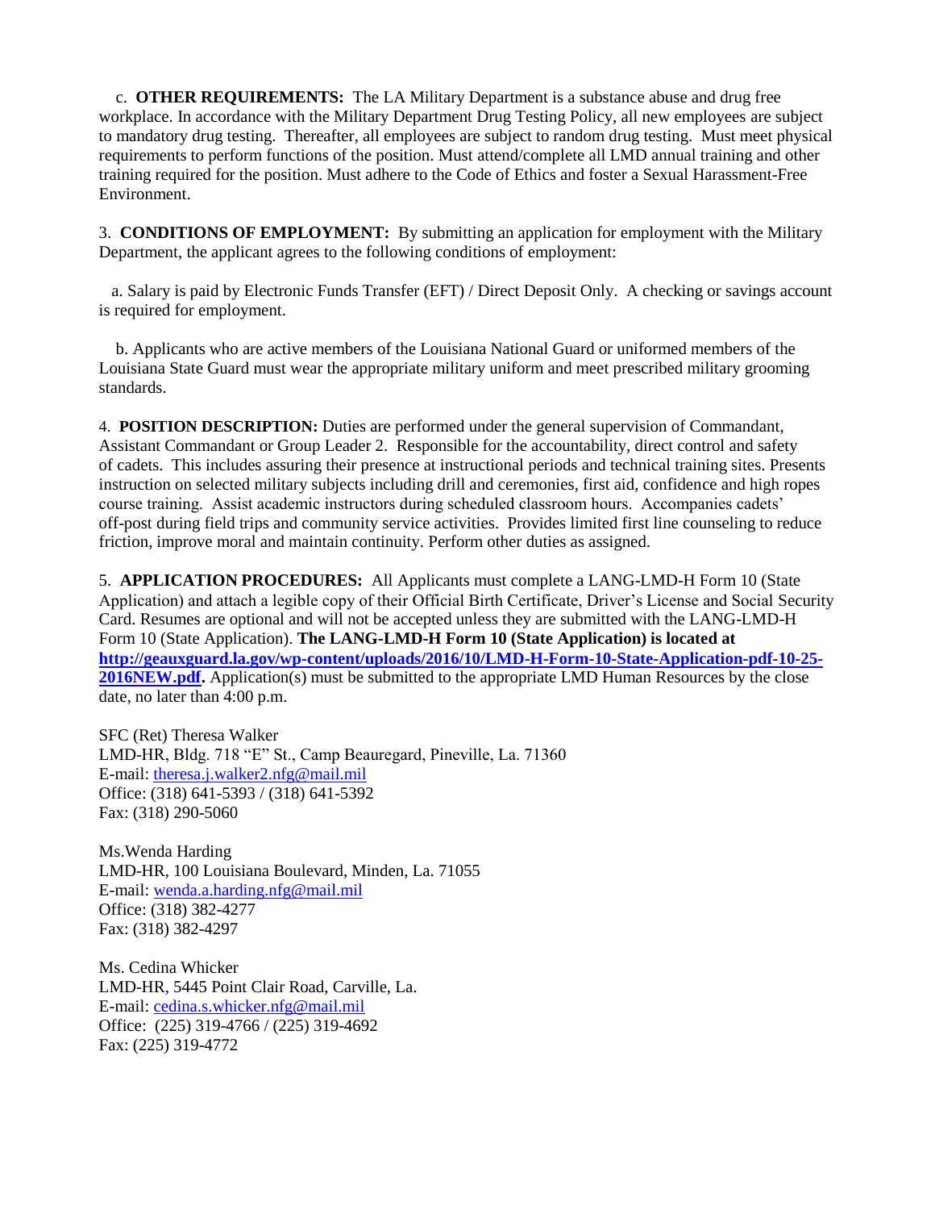c. **OTHER REQUIREMENTS:** The LA Military Department is a substance abuse and drug free workplace. In accordance with the Military Department Drug Testing Policy, all new employees are subject to mandatory drug testing. Thereafter, all employees are subject to random drug testing. Must meet physical requirements to perform functions of the position. Must attend/complete all LMD annual training and other training required for the position. Must adhere to the Code of Ethics and foster a Sexual Harassment-Free Environment.

3. **CONDITIONS OF EMPLOYMENT:** By submitting an application for employment with the Military Department, the applicant agrees to the following conditions of employment:

a. Salary is paid by Electronic Funds Transfer (EFT) / Direct Deposit Only. A checking or savings account is required for employment.

b. Applicants who are active members of the Louisiana National Guard or uniformed members of the Louisiana State Guard must wear the appropriate military uniform and meet prescribed military grooming standards.

4. **POSITION DESCRIPTION:** Duties are performed under the general supervision of Commandant, Assistant Commandant or Group Leader 2. Responsible for the accountability, direct control and safety of cadets. This includes assuring their presence at instructional periods and technical training sites. Presents instruction on selected military subjects including drill and ceremonies, first aid, confidence and high ropes course training. Assist academic instructors during scheduled classroom hours. Accompanies cadets' off-post during field trips and community service activities. Provides limited first line counseling to reduce friction, improve moral and maintain continuity. Perform other duties as assigned.

5. **APPLICATION PROCEDURES:** All Applicants must complete a LANG-LMD-H Form 10 (State Application) and attach a legible copy of their Official Birth Certificate, Driver's License and Social Security Card. Resumes are optional and will not be accepted unless they are submitted with the LANG-LMD-H Form 10 (State Application). **The LANG-LMD-H Form 10 (State Application) is located at [http://geauxguard.la.gov/wp-content/uploads/2016/10/LMD-H-Form-10-State-Application-pdf-10-25-2016NEW.pdf](http://geauxguard.la.gov/wp-content/uploads/2016/10/LMD-H-Form-10-State-Application-pdf-10-25-2016NEW.pdf).** Application(s) must be submitted to the appropriate LMD Human Resources by the close date, no later than 4:00 p.m.

SFC (Ret) Theresa Walker
LMD-HR, Bldg. 718 "E" St., Camp Beauregard, Pineville, La. 71360
E-mail: theresa.j.walker2.nfg@mail.mil
Office: (318) 641-5393 / (318) 641-5392
Fax: (318) 290-5060

Ms.Wenda Harding
LMD-HR, 100 Louisiana Boulevard, Minden, La. 71055
E-mail: wenda.a.harding.nfg@mail.mil
Office: (318) 382-4277
Fax: (318) 382-4297

Ms. Cedina Whicker
LMD-HR, 5445 Point Clair Road, Carville, La.
E-mail: cedina.s.whicker.nfg@mail.mil
Office: (225) 319-4766 / (225) 319-4692
Fax: (225) 319-4772